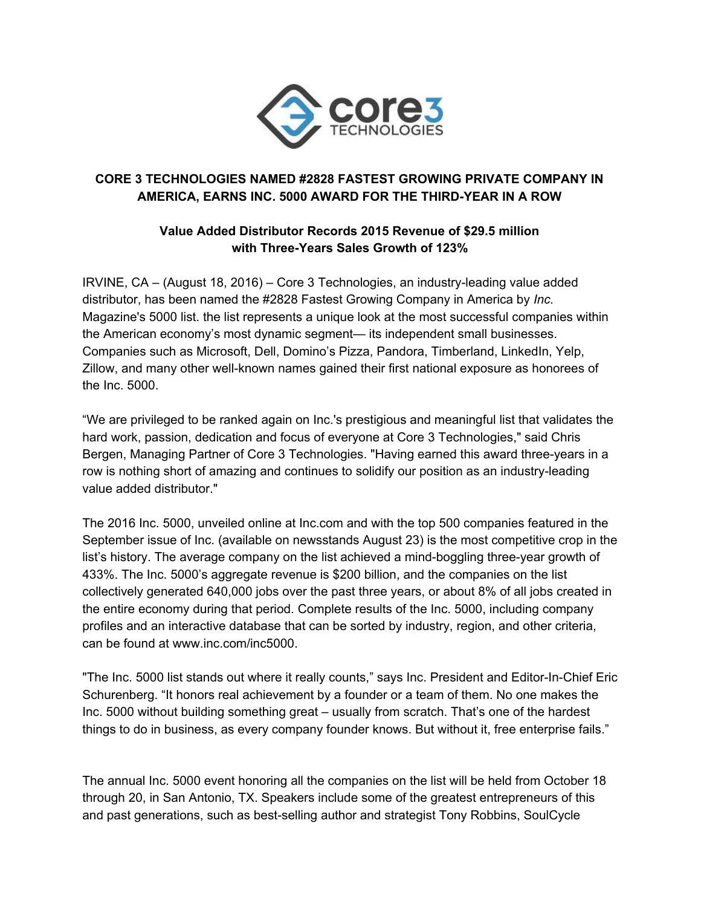**CORE 3 TECHNOLOGIES NAMED #2828 FASTEST GROWING PRIVATE COMPANY IN AMERICA, EARNS INC. 5000 AWARD FOR THE THIRD-YEAR IN A ROW**

**Value Added Distributor Records 2015 Revenue of $29.5 million with Three-Years Sales Growth of 123%**

IRVINE, CA – (August 18, 2016) – Core 3 Technologies, an industry-leading value added distributor, has been named the #2828 Fastest Growing Company in America by *Inc.* Magazine's 5000 list. the list represents a unique look at the most successful companies within the American economy's most dynamic segment— its independent small businesses. Companies such as Microsoft, Dell, Domino's Pizza, Pandora, Timberland, LinkedIn, Yelp, Zillow, and many other well-known names gained their first national exposure as honorees of the Inc. 5000.

"We are privileged to be ranked again on Inc.'s prestigious and meaningful list that validates the hard work, passion, dedication and focus of everyone at Core 3 Technologies," said Chris Bergen, Managing Partner of Core 3 Technologies. "Having earned this award three-years in a row is nothing short of amazing and continues to solidify our position as an industry-leading value added distributor."

The 2016 Inc. 5000, unveiled online at Inc.com and with the top 500 companies featured in the September issue of Inc. (available on newsstands August 23) is the most competitive crop in the list's history. The average company on the list achieved a mind-boggling three-year growth of 433%. The Inc. 5000's aggregate revenue is $200 billion, and the companies on the list collectively generated 640,000 jobs over the past three years, or about 8% of all jobs created in the entire economy during that period. Complete results of the Inc. 5000, including company profiles and an interactive database that can be sorted by industry, region, and other criteria, can be found at www.inc.com/inc5000.

"The Inc. 5000 list stands out where it really counts," says Inc. President and Editor-In-Chief Eric Schurenberg. "It honors real achievement by a founder or a team of them. No one makes the Inc. 5000 without building something great – usually from scratch. That's one of the hardest things to do in business, as every company founder knows. But without it, free enterprise fails."

The annual Inc. 5000 event honoring all the companies on the list will be held from October 18 through 20, in San Antonio, TX. Speakers include some of the greatest entrepreneurs of this and past generations, such as best-selling author and strategist Tony Robbins, SoulCycle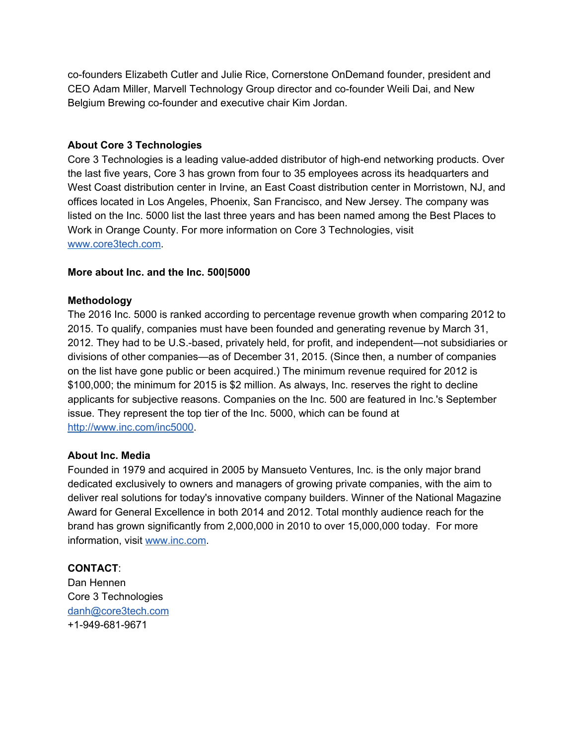co-founders Elizabeth Cutler and Julie Rice, Cornerstone OnDemand founder, president and CEO Adam Miller, Marvell Technology Group director and co-founder Weili Dai, and New Belgium Brewing co-founder and executive chair Kim Jordan.

**About Core 3 Technologies**

Core 3 Technologies is a leading value-added distributor of high-end networking products. Over the last five years, Core 3 has grown from four to 35 employees across its headquarters and West Coast distribution center in Irvine, an East Coast distribution center in Morristown, NJ, and offices located in Los Angeles, Phoenix, San Francisco, and New Jersey. The company was listed on the Inc. 5000 list the last three years and has been named among the Best Places to Work in Orange County. For more information on Core 3 Technologies, visit [www.core3tech.com](http://www.core3tech.com).

**More about Inc. and the Inc. 500|5000**

**Methodology**

The 2016 Inc. 5000 is ranked according to percentage revenue growth when comparing 2012 to 2015. To qualify, companies must have been founded and generating revenue by March 31, 2012. They had to be U.S.-based, privately held, for profit, and independent—not subsidiaries or divisions of other companies—as of December 31, 2015. (Since then, a number of companies on the list have gone public or been acquired.) The minimum revenue required for 2012 is $100,000; the minimum for 2015 is $2 million. As always, Inc. reserves the right to decline applicants for subjective reasons. Companies on the Inc. 500 are featured in Inc.'s September issue. They represent the top tier of the Inc. 5000, which can be found at [http://www.inc.com/inc5000](http://www.inc.com/inc5000).

**About Inc. Media**

Founded in 1979 and acquired in 2005 by Mansueto Ventures, Inc. is the only major brand dedicated exclusively to owners and managers of growing private companies, with the aim to deliver real solutions for today's innovative company builders. Winner of the National Magazine Award for General Excellence in both 2014 and 2012. Total monthly audience reach for the brand has grown significantly from 2,000,000 in 2010 to over 15,000,000 today. For more information, visit [www.inc.com](http://www.inc.com).

**CONTACT**:

Dan Hennen
Core 3 Technologies
[danh@core3tech.com](mailto:danh@core3tech.com)
+1-949-681-9671